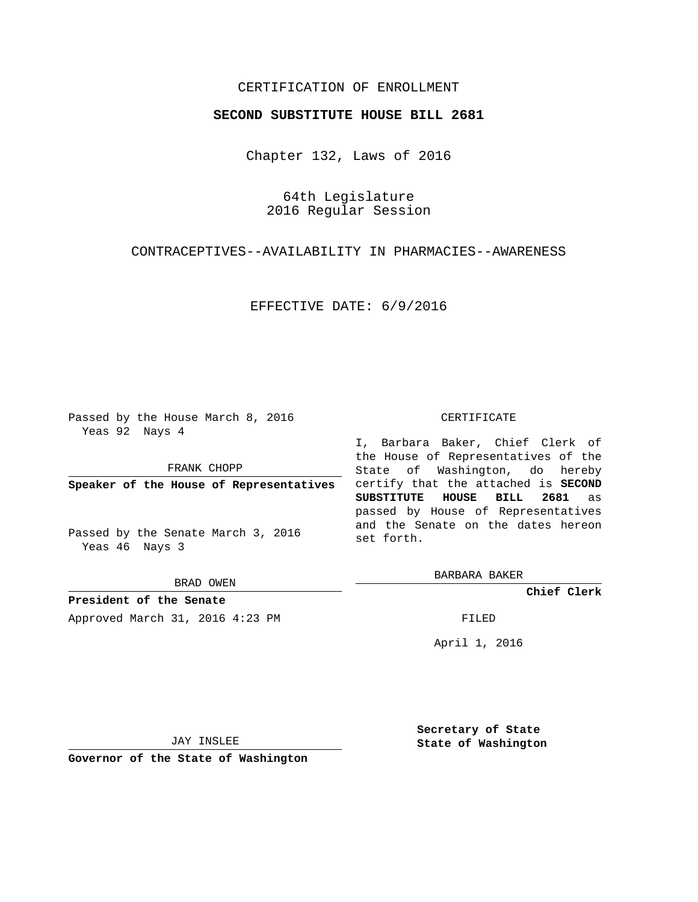CERTIFICATION OF ENROLLMENT

**SECOND SUBSTITUTE HOUSE BILL 2681**

Chapter 132, Laws of 2016

64th Legislature
2016 Regular Session

CONTRACEPTIVES--AVAILABILITY IN PHARMACIES--AWARENESS

EFFECTIVE DATE: 6/9/2016

Passed by the House March 8, 2016
Yeas 92 Nays 4

FRANK CHOPP

**Speaker of the House of Representatives**

Passed by the Senate March 3, 2016
Yeas 46 Nays 3

BRAD OWEN

**President of the Senate**

Approved March 31, 2016 4:23 PM

JAY INSLEE

**Governor of the State of Washington**

CERTIFICATE

I, Barbara Baker, Chief Clerk of the House of Representatives of the State of Washington, do hereby certify that the attached is **SECOND SUBSTITUTE HOUSE BILL 2681** as passed by House of Representatives and the Senate on the dates hereon set forth.

BARBARA BAKER

**Chief Clerk**

FILED

April 1, 2016

**Secretary of State**
**State of Washington**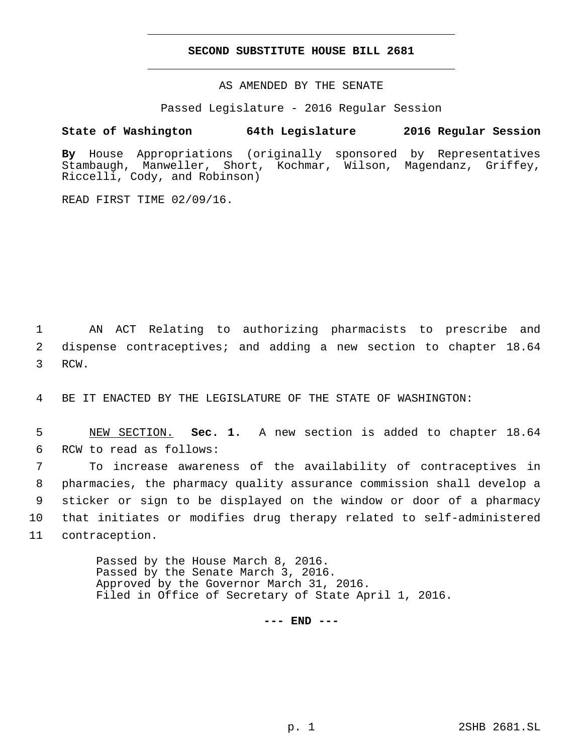# SECOND SUBSTITUTE HOUSE BILL 2681

AS AMENDED BY THE SENATE

Passed Legislature - 2016 Regular Session

**State of Washington 64th Legislature 2016 Regular Session**

**By** House Appropriations (originally sponsored by Representatives Stambaugh, Manweller, Short, Kochmar, Wilson, Magendanz, Griffey, Riccelli, Cody, and Robinson)

READ FIRST TIME 02/09/16.

1 AN ACT Relating to authorizing pharmacists to prescribe and 2 dispense contraceptives; and adding a new section to chapter 18.64 3 RCW.

4 BE IT ENACTED BY THE LEGISLATURE OF THE STATE OF WASHINGTON:

5 NEW SECTION. **Sec. 1.** A new section is added to chapter 18.64 6 RCW to read as follows:

7 To increase awareness of the availability of contraceptives in 8 pharmacies, the pharmacy quality assurance commission shall develop a 9 sticker or sign to be displayed on the window or door of a pharmacy 10 that initiates or modifies drug therapy related to self-administered 11 contraception.

Passed by the House March 8, 2016.
Passed by the Senate March 3, 2016.
Approved by the Governor March 31, 2016.
Filed in Office of Secretary of State April 1, 2016.

**--- END ---**